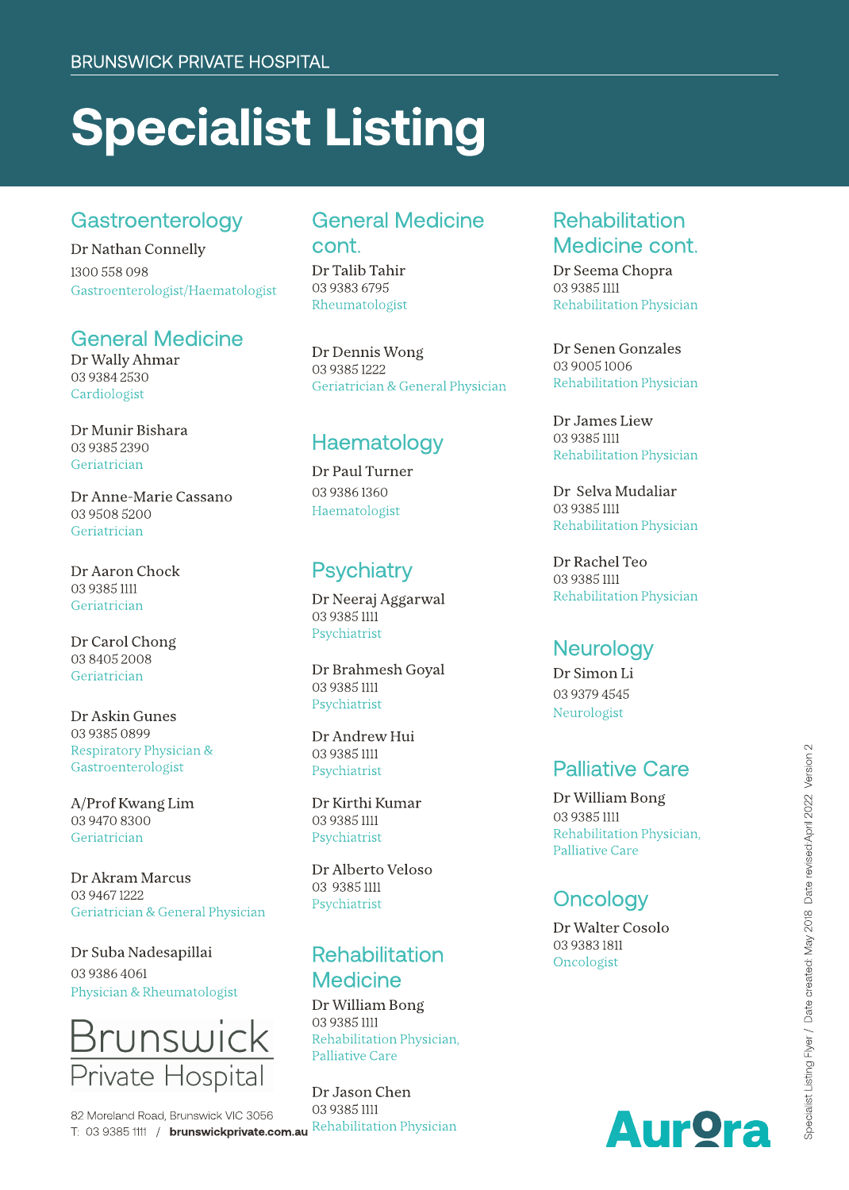BRUNSWICK PRIVATE HOSPITAL

# Specialist Listing

## Gastroenterology

Dr Nathan Connelly
1300 558 098
Gastroenterologist/Haematologist

## General Medicine

Dr Wally Ahmar
03 9384 2530
Cardiologist

Dr Munir Bishara
03 9385 2390
Geriatrician

Dr Anne-Marie Cassano
03 9508 5200
Geriatrician

Dr Aaron Chock
03 9385 1111
Geriatrician

Dr Carol Chong
03 8405 2008
Geriatrician

Dr Askin Gunes
03 9385 0899
Respiratory Physician & Gastroenterologist

A/Prof Kwang Lim
03 9470 8300
Geriatrician

Dr Akram Marcus
03 9467 1222
Geriatrician & General Physician

Dr Suba Nadesapillai
03 9386 4061
Physician & Rheumatologist

## General Medicine cont.

Dr Talib Tahir
03 9383 6795
Rheumatologist

Dr Dennis Wong
03 9385 1222
Geriatrician & General Physician

## Haematology

Dr Paul Turner
03 9386 1360
Haematologist

## Psychiatry

Dr Neeraj Aggarwal
03 9385 1111
Psychiatrist

Dr Brahmesh Goyal
03 9385 1111
Psychiatrist

Dr Andrew Hui
03 9385 1111
Psychiatrist

Dr Kirthi Kumar
03 9385 1111
Psychiatrist

Dr Alberto Veloso
03 9385 1111
Psychiatrist

## Rehabilitation Medicine

Dr William Bong
03 9385 1111
Rehabilitation Physician, Palliative Care

Dr Jason Chen
03 9385 1111
Rehabilitation Physician

## Rehabilitation Medicine cont.

Dr Seema Chopra
03 9385 1111
Rehabilitation Physician

Dr Senen Gonzales
03 9005 1006
Rehabilitation Physician

Dr James Liew
03 9385 1111
Rehabilitation Physician

Dr Selva Mudaliar
03 9385 1111
Rehabilitation Physician

Dr Rachel Teo
03 9385 1111
Rehabilitation Physician

## Neurology

Dr Simon Li
03 9379 4545
Neurologist

## Palliative Care

Dr William Bong
03 9385 1111
Rehabilitation Physician, Palliative Care

## Oncology

Dr Walter Cosolo
03 9383 1811
Oncologist

Brunswick Private Hospital

82 Moreland Road, Brunswick VIC 3056
T: 03 9385 1111 / **brunswickprivate.com.au**

Aurora

Specialist Listing Flyer / Date created: May 2018 Date revised: April 2022 Version 2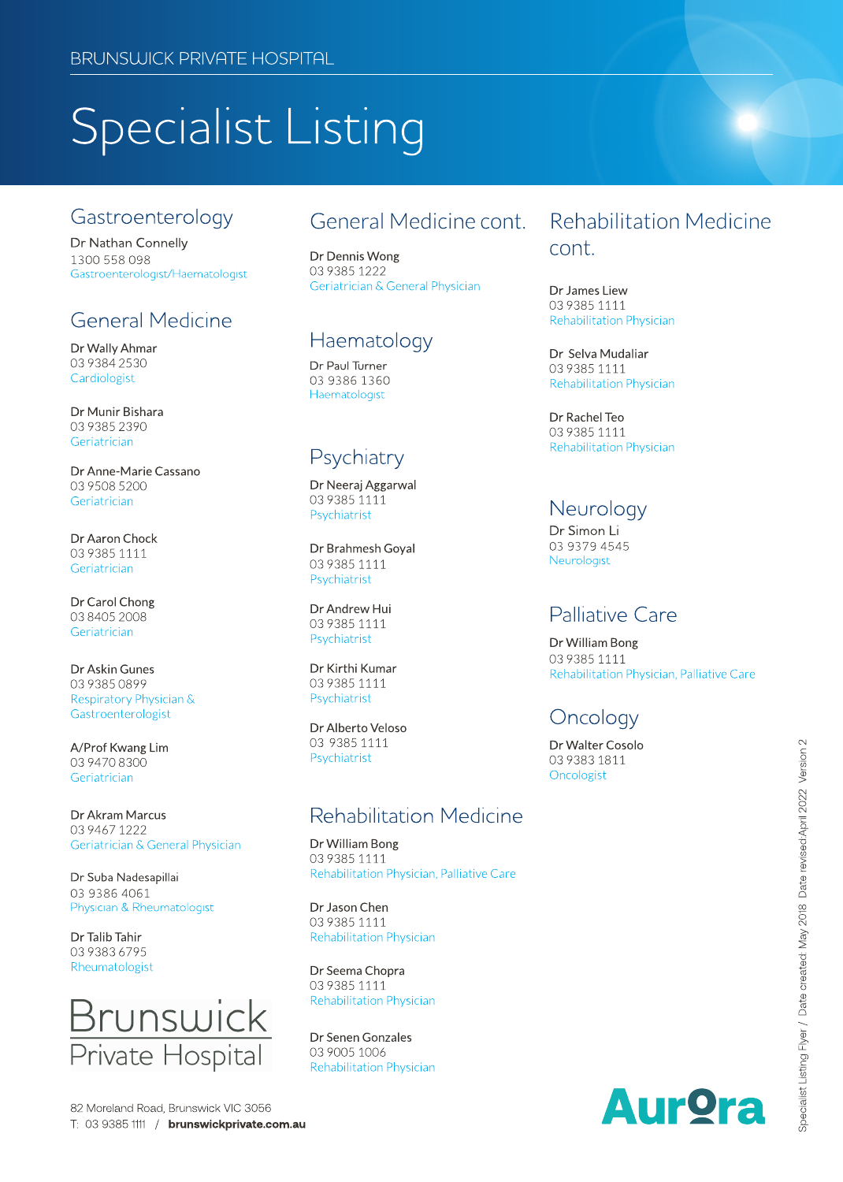BRUNSWICK PRIVATE HOSPITAL

# Specialist Listing

## Gastroenterology

Dr Nathan Connelly
1300 558 098
Gastroenterologist/Haematologist

## General Medicine

Dr Wally Ahmar
03 9384 2530
Cardiologist

Dr Munir Bishara
03 9385 2390
Geriatrician

Dr Anne-Marie Cassano
03 9508 5200
Geriatrician

Dr Aaron Chock
03 9385 1111
Geriatrician

Dr Carol Chong
03 8405 2008
Geriatrician

Dr Askin Gunes
03 9385 0899
Respiratory Physician & Gastroenterologist

A/Prof Kwang Lim
03 9470 8300
Geriatrician

Dr Akram Marcus
03 9467 1222
Geriatrician & General Physician

Dr Suba Nadesapillai
03 9386 4061
Physician & Rheumatologist

Dr Talib Tahir
03 9383 6795
Rheumatologist

## General Medicine cont.

Dr Dennis Wong
03 9385 1222
Geriatrician & General Physician

## Haematology

Dr Paul Turner
03 9386 1360
Haematologist

## Psychiatry

Dr Neeraj Aggarwal
03 9385 1111
Psychiatrist

Dr Brahmesh Goyal
03 9385 1111
Psychiatrist

Dr Andrew Hui
03 9385 1111
Psychiatrist

Dr Kirthi Kumar
03 9385 1111
Psychiatrist

Dr Alberto Veloso
03 9385 1111
Psychiatrist

## Rehabilitation Medicine

Dr William Bong
03 9385 1111
Rehabilitation Physician, Palliative Care

Dr Jason Chen
03 9385 1111
Rehabilitation Physician

Dr Seema Chopra
03 9385 1111
Rehabilitation Physician

Dr Senen Gonzales
03 9005 1006
Rehabilitation Physician

## Rehabilitation Medicine cont.

Dr James Liew
03 9385 1111
Rehabilitation Physician

Dr Selva Mudaliar
03 9385 1111
Rehabilitation Physician

Dr Rachel Teo
03 9385 1111
Rehabilitation Physician

## Neurology

Dr Simon Li
03 9379 4545
Neurologist

## Palliative Care

Dr William Bong
03 9385 1111
Rehabilitation Physician, Palliative Care

## Oncology

Dr Walter Cosolo
03 9383 1811
Oncologist

Brunswick Private Hospital

82 Moreland Road, Brunswick VIC 3056
T: 03 9385 1111 / **brunswickprivate.com.au**

Aurora

Specialist Listing Flyer / Date created: May 2018 Date revised:April 2022 Version 2